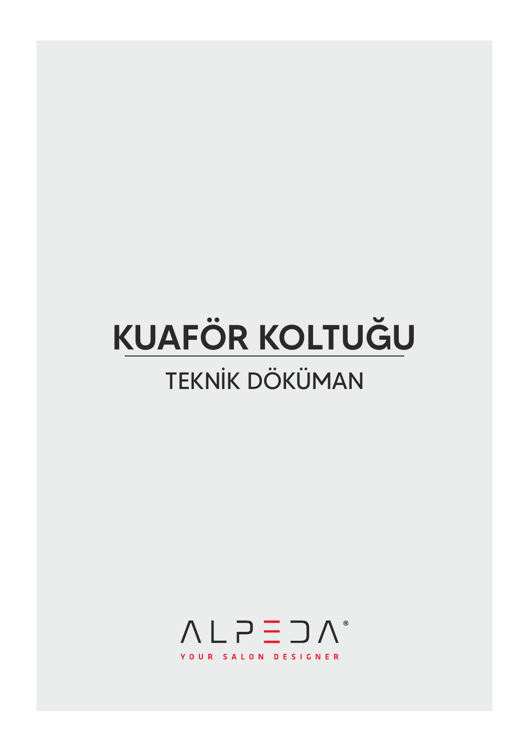# KUAFÖR KOLTUĞU

## TEKNİK DÖKÜMAN

ALPEDA®

YOUR SALON DESIGNER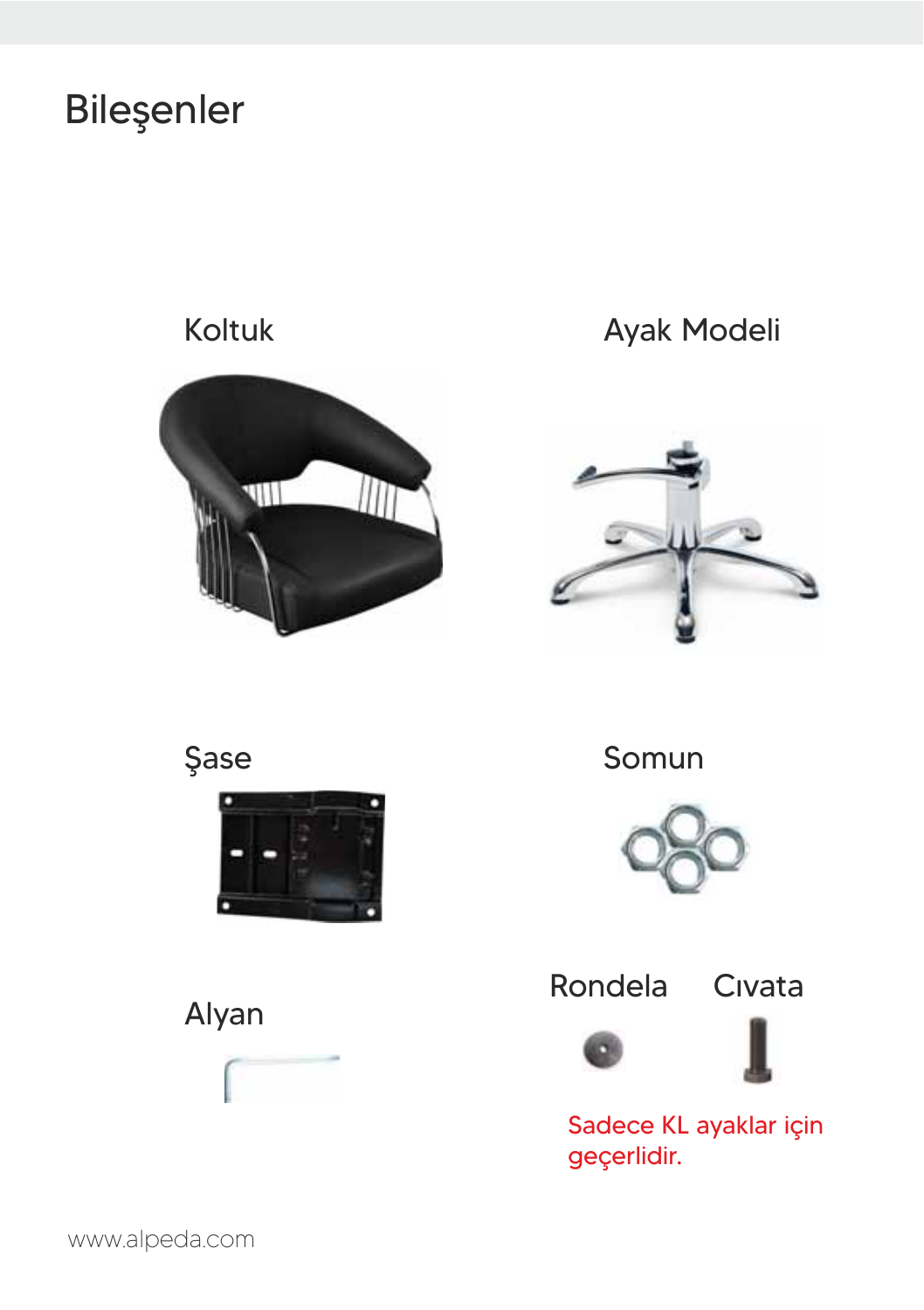# Bileşenler

Koltuk

Ayak Modeli

Şase

Somun

Alyan

Rondela

Cıvata

Sadece KL ayaklar için geçerlidir.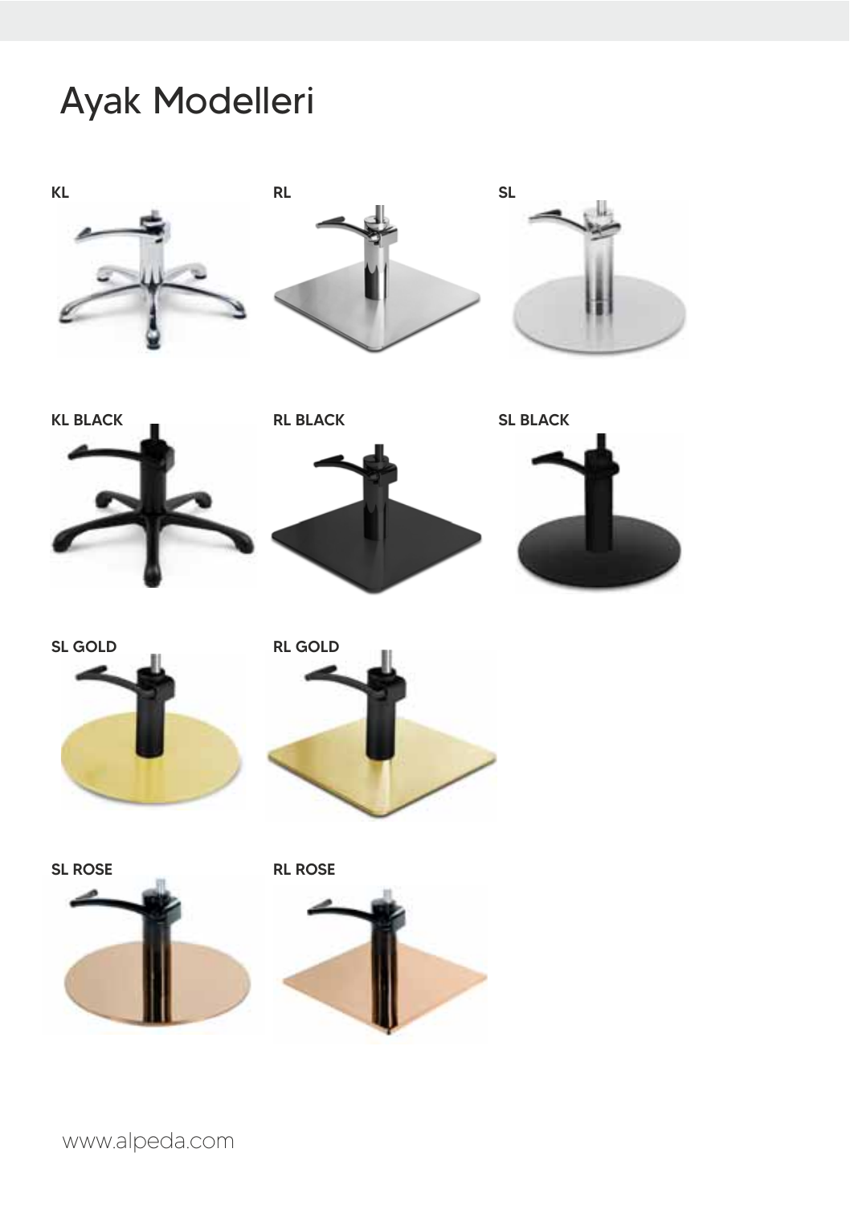# Ayak Modelleri

**KL**

**RL**

**SL**

**KL BLACK**

**RL BLACK**

**SL BLACK**

**SL GOLD**

**RL GOLD**

**SL ROSE**

**RL ROSE**

www.alpeda.com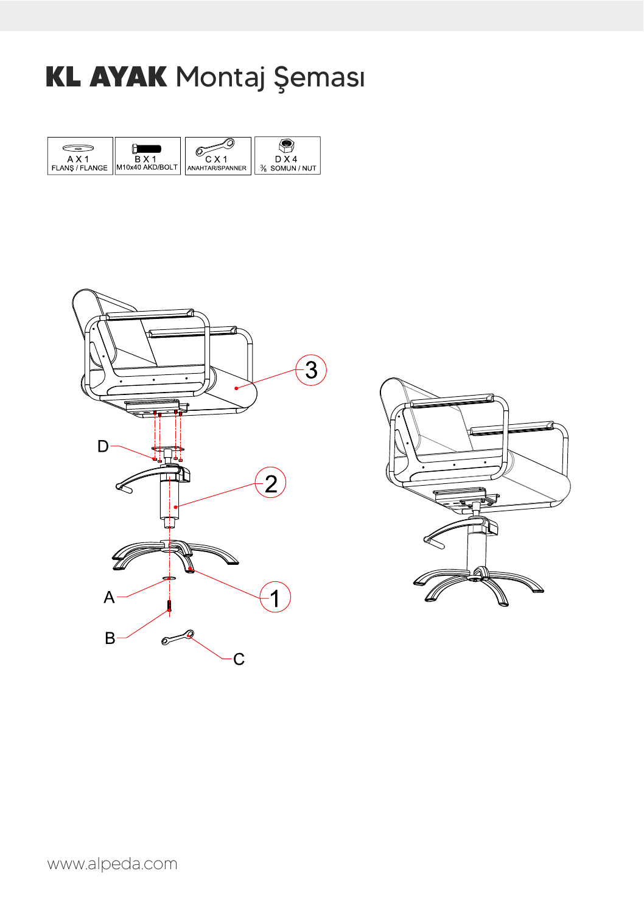# **KL AYAK** Montaj Şeması

| A X 1 FLANŞ / FLANGE | B X 1 M10x40 AKD/BOLT | C X 1 ANAHTAR/SPANNER | D X 4 ⅜ SOMUN / NUT |
|---|---|---|---|

3

D

2

A

1

B

C

www.alpeda.com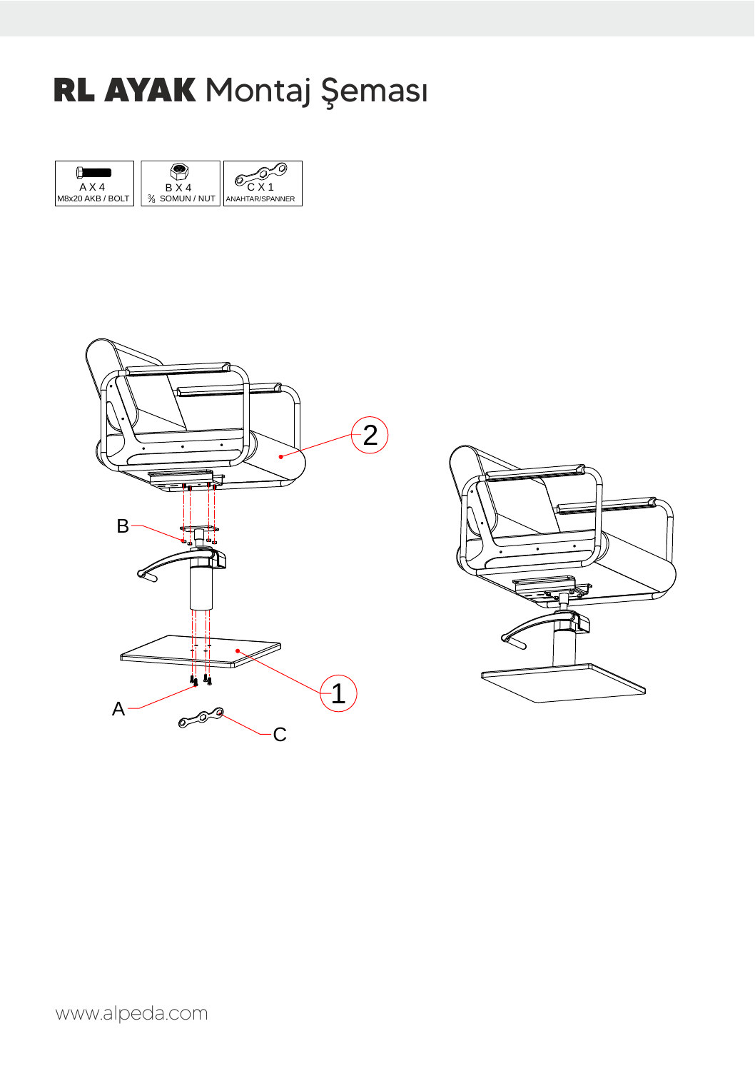# **RL AYAK** Montaj Şeması

| A X 4 | B X 4 | C X 1 |
| --- | --- | --- |
| M8x20 AKB / BOLT | ⅜ SOMUN / NUT | ANAHTAR/SPANNER |

B

2

A

1

C

www.alpeda.com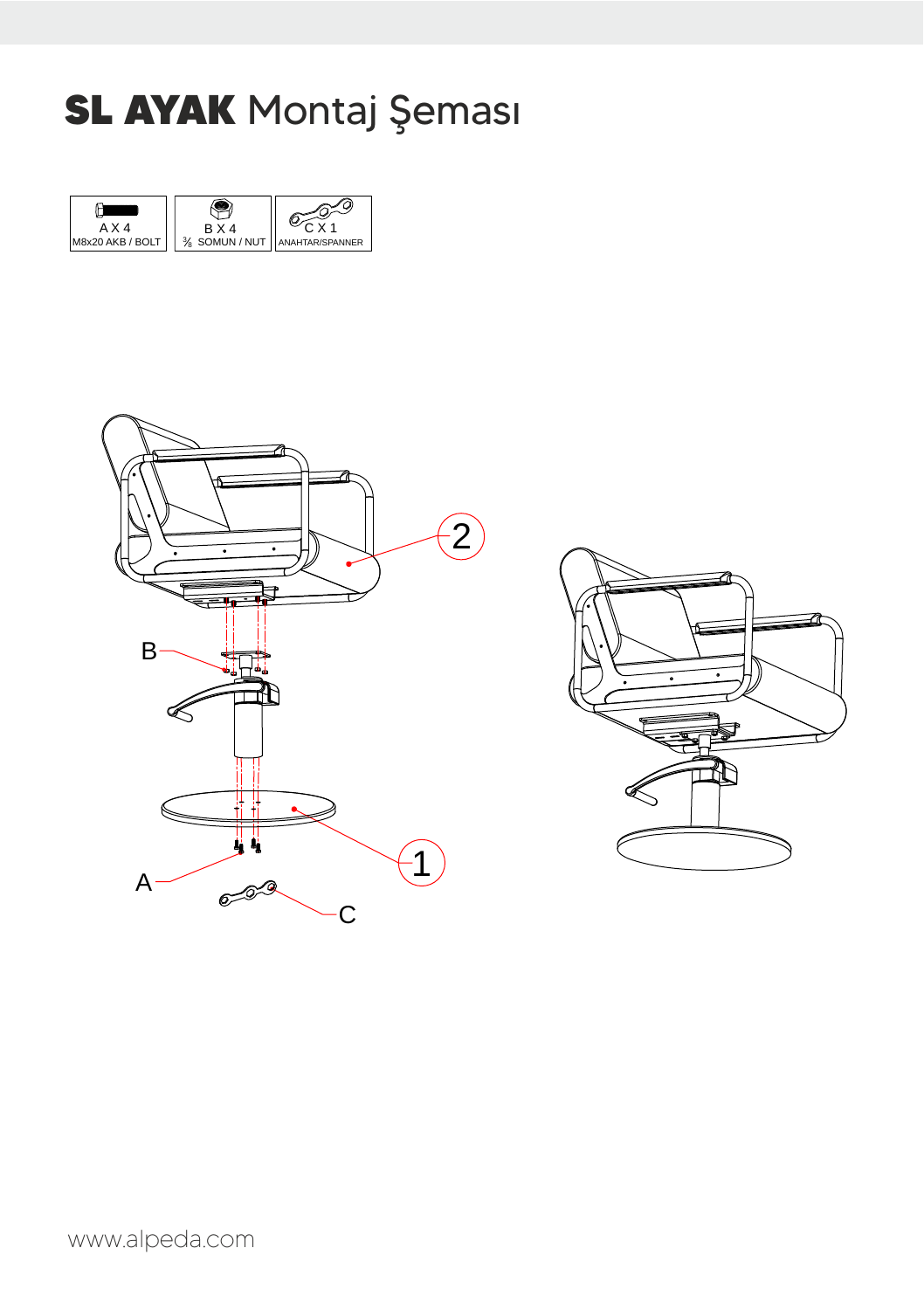# **SL AYAK** Montaj Şeması

| A X 4 | B X 4 | C X 1 |
|---|---|---|
| M8x20 AKB / BOLT | ⅜ SOMUN / NUT | ANAHTAR/SPANNER |

B

2

1

A

C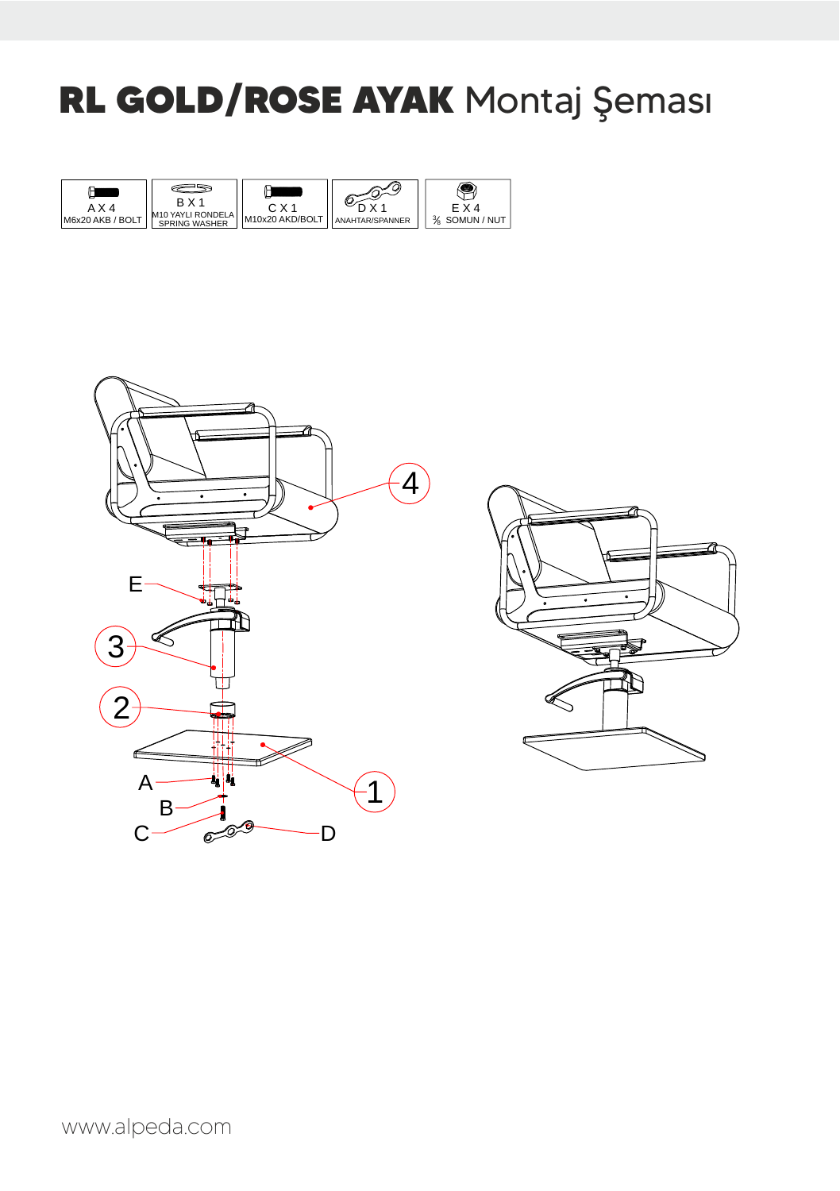# **RL GOLD/ROSE AYAK** Montaj Şeması

| A X 4 | B X 1 | C X 1 | D X 1 | E X 4 |
|---|---|---|---|---|
| M6x20 AKB / BOLT | M10 YAYLI RONDELA SPRING WASHER | M10x20 AKD/BOLT | ANAHTAR/SPANNER | ⅜ SOMUN / NUT |

4

E

3

2

1

A

B

C

D

www.alpeda.com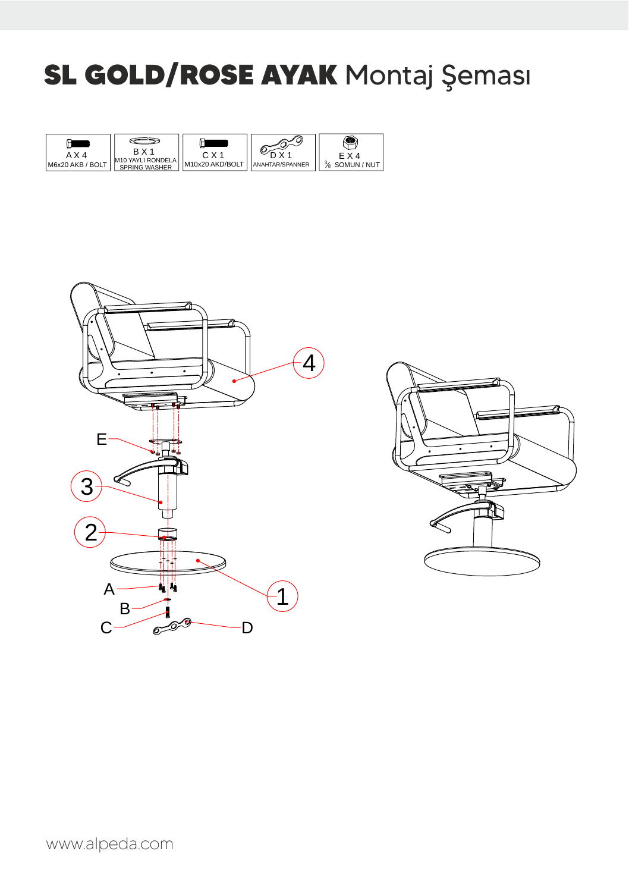# **SL GOLD/ROSE AYAK** Montaj Şeması

| A X 4 | B X 1 | C X 1 | D X 1 | E X 4 |
|---|---|---|---|---|
| M6x20 AKB / BOLT | M10 YAYLI RONDELA SPRING WASHER | M10x20 AKD/BOLT | ANAHTAR/SPANNER | ⅜ SOMUN / NUT |

E

3

2

A

B

C

D

1

4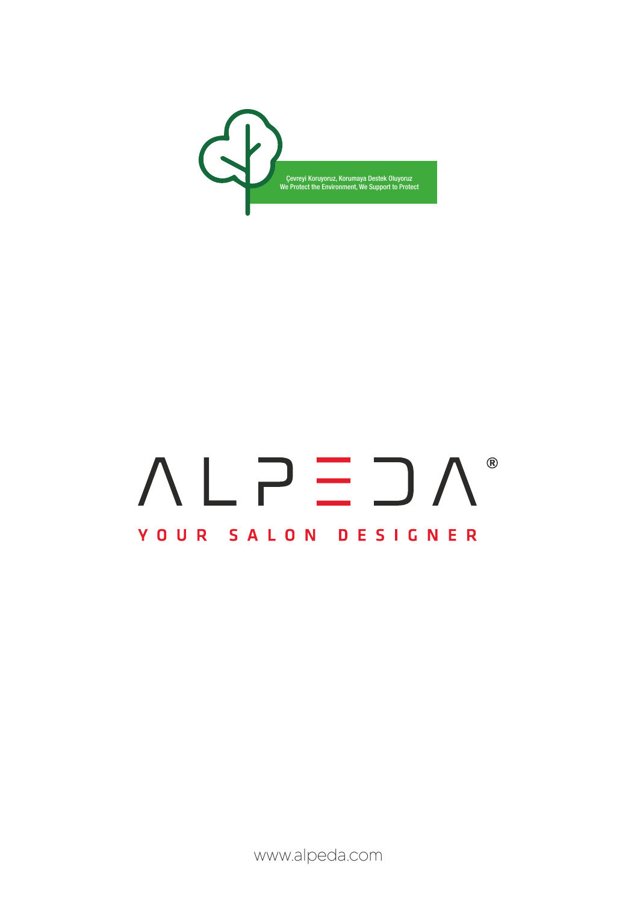Çevreyi Koruyoruz, Korumaya Destek Oluyoruz
We Protect the Environment, We Support to Protect

ALPEDA®

YOUR SALON DESIGNER

www.alpeda.com